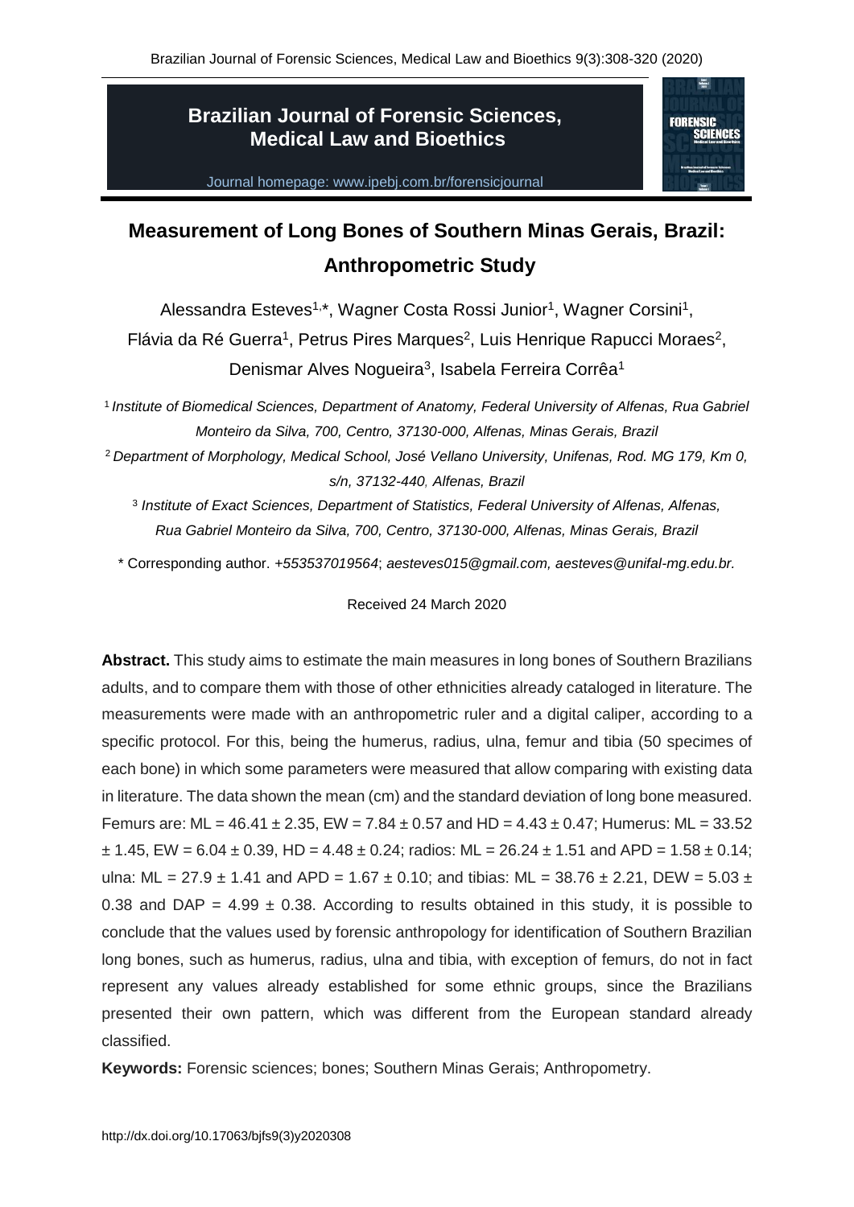# Brazilian Journal of Forensic Sciences, Medical Law and Bioethics

Journal homepage: www.ipebj.com.br/forensicjournal

## Measurement of Long Bones of Southern Minas Gerais, Brazil: Anthropometric Study

Alessandra Esteves[1,*], Wagner Costa Rossi Junior[1], Wagner Corsini[1], Flávia da Ré Guerra[1], Petrus Pires Marques[2], Luis Henrique Rapucci Moraes[2], Denismar Alves Nogueira[3], Isabela Ferreira Corrêa[1]

[1] *Institute of Biomedical Sciences, Department of Anatomy, Federal University of Alfenas, Rua Gabriel Monteiro da Silva, 700, Centro, 37130-000, Alfenas, Minas Gerais, Brazil*

[2] *Department of Morphology, Medical School, José Vellano University, Unifenas, Rod. MG 179, Km 0, s/n, 37132-440, Alfenas, Brazil*

[3] *Institute of Exact Sciences, Department of Statistics, Federal University of Alfenas, Alfenas, Rua Gabriel Monteiro da Silva, 700, Centro, 37130-000, Alfenas, Minas Gerais, Brazil*

\* Corresponding author. *+553537019564*; *aesteves015@gmail.com, aesteves@unifal-mg.edu.br.*

Received 24 March 2020

**Abstract.** This study aims to estimate the main measures in long bones of Southern Brazilians adults, and to compare them with those of other ethnicities already cataloged in literature. The measurements were made with an anthropometric ruler and a digital caliper, according to a specific protocol. For this, being the humerus, radius, ulna, femur and tibia (50 specimes of each bone) in which some parameters were measured that allow comparing with existing data in literature. The data shown the mean (cm) and the standard deviation of long bone measured. Femurs are: ML = 46.41 ± 2.35, EW = 7.84 ± 0.57 and HD = 4.43 ± 0.47; Humerus: ML = 33.52 ± 1.45, EW = 6.04 ± 0.39, HD = 4.48 ± 0.24; radios: ML = 26.24 ± 1.51 and APD = 1.58 ± 0.14; ulna: ML = 27.9 ± 1.41 and APD = 1.67 ± 0.10; and tibias: ML = 38.76 ± 2.21, DEW = 5.03 ± 0.38 and DAP = 4.99 ± 0.38. According to results obtained in this study, it is possible to conclude that the values used by forensic anthropology for identification of Southern Brazilian long bones, such as humerus, radius, ulna and tibia, with exception of femurs, do not in fact represent any values already established for some ethnic groups, since the Brazilians presented their own pattern, which was different from the European standard already classified.

**Keywords:** Forensic sciences; bones; Southern Minas Gerais; Anthropometry.

http://dx.doi.org/10.17063/bjfs9(3)y2020308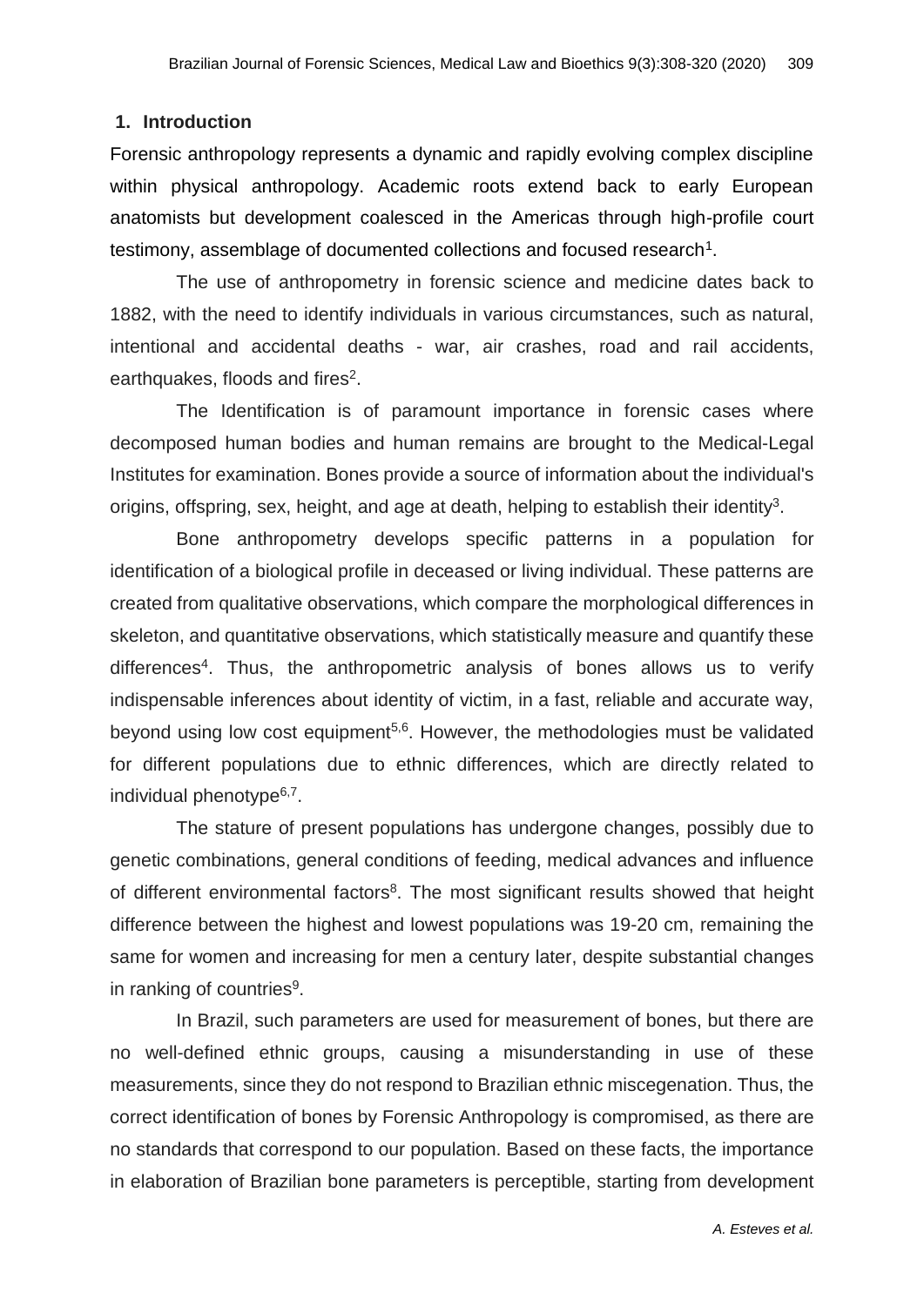## 1. Introduction

Forensic anthropology represents a dynamic and rapidly evolving complex discipline within physical anthropology. Academic roots extend back to early European anatomists but development coalesced in the Americas through high-profile court testimony, assemblage of documented collections and focused research[1].

The use of anthropometry in forensic science and medicine dates back to 1882, with the need to identify individuals in various circumstances, such as natural, intentional and accidental deaths - war, air crashes, road and rail accidents, earthquakes, floods and fires[2].

The Identification is of paramount importance in forensic cases where decomposed human bodies and human remains are brought to the Medical-Legal Institutes for examination. Bones provide a source of information about the individual's origins, offspring, sex, height, and age at death, helping to establish their identity[3].

Bone anthropometry develops specific patterns in a population for identification of a biological profile in deceased or living individual. These patterns are created from qualitative observations, which compare the morphological differences in skeleton, and quantitative observations, which statistically measure and quantify these differences[4]. Thus, the anthropometric analysis of bones allows us to verify indispensable inferences about identity of victim, in a fast, reliable and accurate way, beyond using low cost equipment[5,6]. However, the methodologies must be validated for different populations due to ethnic differences, which are directly related to individual phenotype[6,7].

The stature of present populations has undergone changes, possibly due to genetic combinations, general conditions of feeding, medical advances and influence of different environmental factors[8]. The most significant results showed that height difference between the highest and lowest populations was 19-20 cm, remaining the same for women and increasing for men a century later, despite substantial changes in ranking of countries[9].

In Brazil, such parameters are used for measurement of bones, but there are no well-defined ethnic groups, causing a misunderstanding in use of these measurements, since they do not respond to Brazilian ethnic miscegenation. Thus, the correct identification of bones by Forensic Anthropology is compromised, as there are no standards that correspond to our population. Based on these facts, the importance in elaboration of Brazilian bone parameters is perceptible, starting from development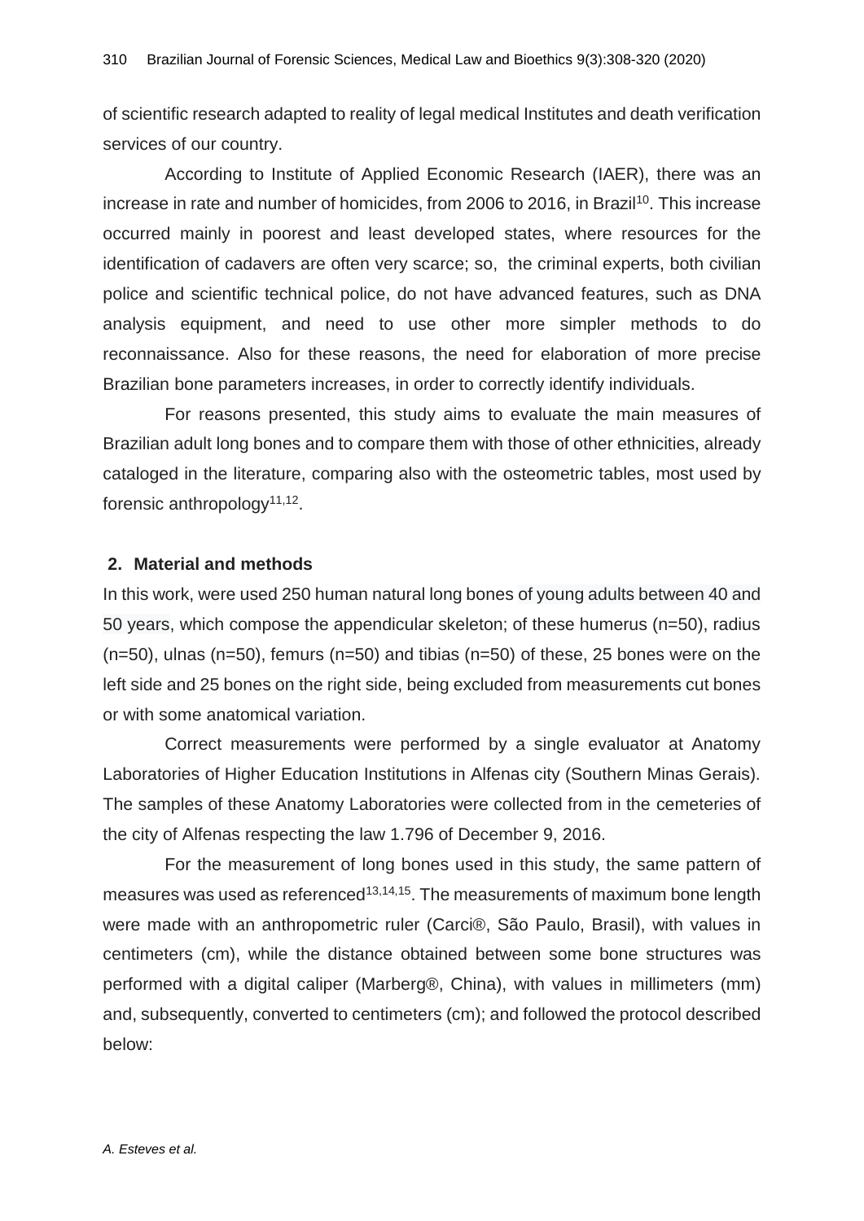of scientific research adapted to reality of legal medical Institutes and death verification services of our country.

According to Institute of Applied Economic Research (IAER), there was an increase in rate and number of homicides, from 2006 to 2016, in Brazil[10]. This increase occurred mainly in poorest and least developed states, where resources for the identification of cadavers are often very scarce; so, the criminal experts, both civilian police and scientific technical police, do not have advanced features, such as DNA analysis equipment, and need to use other more simpler methods to do reconnaissance. Also for these reasons, the need for elaboration of more precise Brazilian bone parameters increases, in order to correctly identify individuals.

For reasons presented, this study aims to evaluate the main measures of Brazilian adult long bones and to compare them with those of other ethnicities, already cataloged in the literature, comparing also with the osteometric tables, most used by forensic anthropology[11,12].

## 2. Material and methods

In this work, were used 250 human natural long bones of young adults between 40 and 50 years, which compose the appendicular skeleton; of these humerus (n=50), radius (n=50), ulnas (n=50), femurs (n=50) and tibias (n=50) of these, 25 bones were on the left side and 25 bones on the right side, being excluded from measurements cut bones or with some anatomical variation.

Correct measurements were performed by a single evaluator at Anatomy Laboratories of Higher Education Institutions in Alfenas city (Southern Minas Gerais). The samples of these Anatomy Laboratories were collected from in the cemeteries of the city of Alfenas respecting the law 1.796 of December 9, 2016.

For the measurement of long bones used in this study, the same pattern of measures was used as referenced[13,14,15]. The measurements of maximum bone length were made with an anthropometric ruler (Carci®, São Paulo, Brasil), with values in centimeters (cm), while the distance obtained between some bone structures was performed with a digital caliper (Marberg®, China), with values in millimeters (mm) and, subsequently, converted to centimeters (cm); and followed the protocol described below: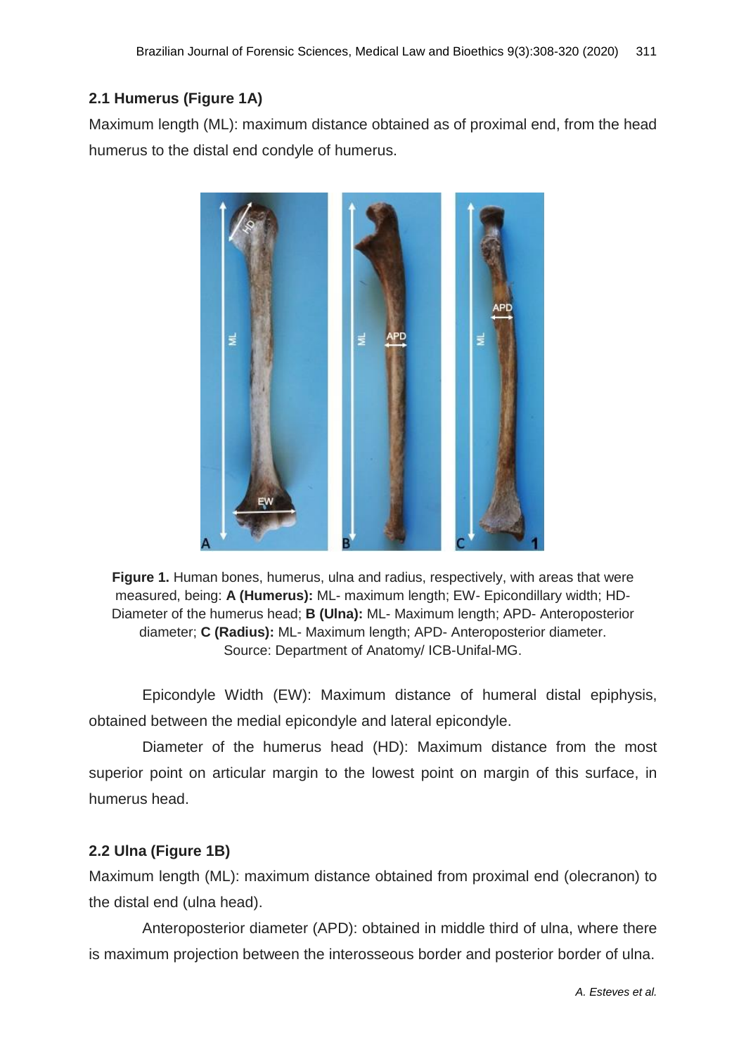### 2.1 Humerus (Figure 1A)

Maximum length (ML): maximum distance obtained as of proximal end, from the head humerus to the distal end condyle of humerus.

**Figure 1.** Human bones, humerus, ulna and radius, respectively, with areas that were measured, being: **A (Humerus):** ML- maximum length; EW- Epicondillary width; HD- Diameter of the humerus head; **B (Ulna):** ML- Maximum length; APD- Anteroposterior diameter; **C (Radius):** ML- Maximum length; APD- Anteroposterior diameter. Source: Department of Anatomy/ ICB-Unifal-MG.

Epicondyle Width (EW): Maximum distance of humeral distal epiphysis, obtained between the medial epicondyle and lateral epicondyle.

Diameter of the humerus head (HD): Maximum distance from the most superior point on articular margin to the lowest point on margin of this surface, in humerus head.

### 2.2 Ulna (Figure 1B)

Maximum length (ML): maximum distance obtained from proximal end (olecranon) to the distal end (ulna head).

Anteroposterior diameter (APD): obtained in middle third of ulna, where there is maximum projection between the interosseous border and posterior border of ulna.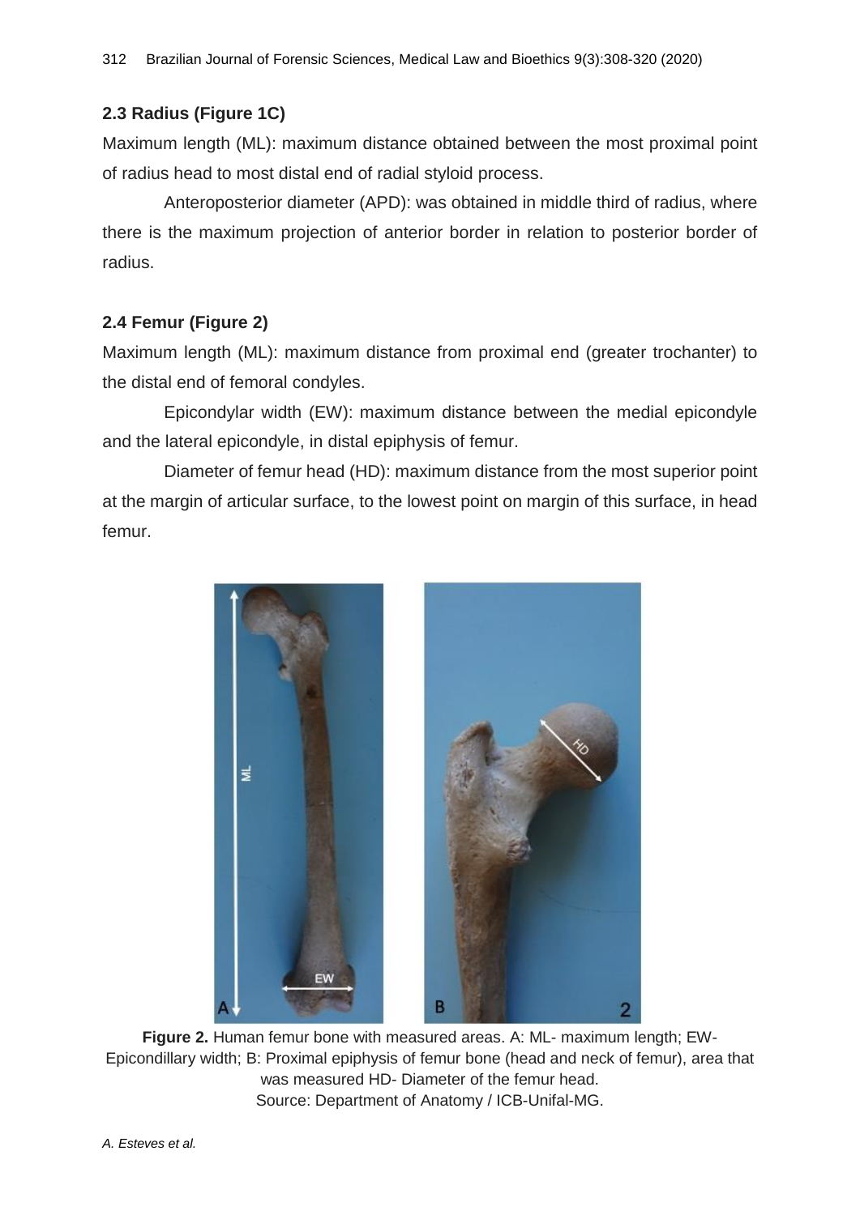## 2.3 Radius (Figure 1C)

Maximum length (ML): maximum distance obtained between the most proximal point of radius head to most distal end of radial styloid process.

Anteroposterior diameter (APD): was obtained in middle third of radius, where there is the maximum projection of anterior border in relation to posterior border of radius.

## 2.4 Femur (Figure 2)

Maximum length (ML): maximum distance from proximal end (greater trochanter) to the distal end of femoral condyles.

Epicondylar width (EW): maximum distance between the medial epicondyle and the lateral epicondyle, in distal epiphysis of femur.

Diameter of femur head (HD): maximum distance from the most superior point at the margin of articular surface, to the lowest point on margin of this surface, in head femur.

**Figure 2.** Human femur bone with measured areas. A: ML- maximum length; EW- Epicondillary width; B: Proximal epiphysis of femur bone (head and neck of femur), area that was measured HD- Diameter of the femur head.
Source: Department of Anatomy / ICB-Unifal-MG.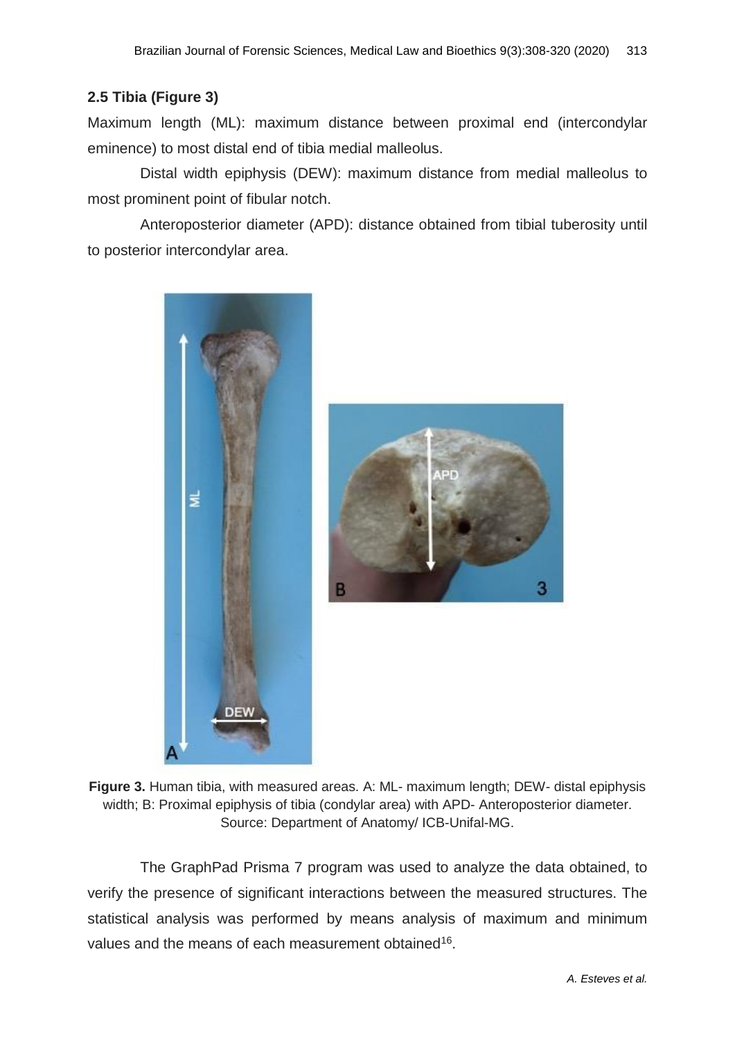### 2.5 Tibia (Figure 3)

Maximum length (ML): maximum distance between proximal end (intercondylar eminence) to most distal end of tibia medial malleolus.

Distal width epiphysis (DEW): maximum distance from medial malleolus to most prominent point of fibular notch.

Anteroposterior diameter (APD): distance obtained from tibial tuberosity until to posterior intercondylar area.

**Figure 3.** Human tibia, with measured areas. A: ML- maximum length; DEW- distal epiphysis width; B: Proximal epiphysis of tibia (condylar area) with APD- Anteroposterior diameter. Source: Department of Anatomy/ ICB-Unifal-MG.

The GraphPad Prisma 7 program was used to analyze the data obtained, to verify the presence of significant interactions between the measured structures. The statistical analysis was performed by means analysis of maximum and minimum values and the means of each measurement obtained[16].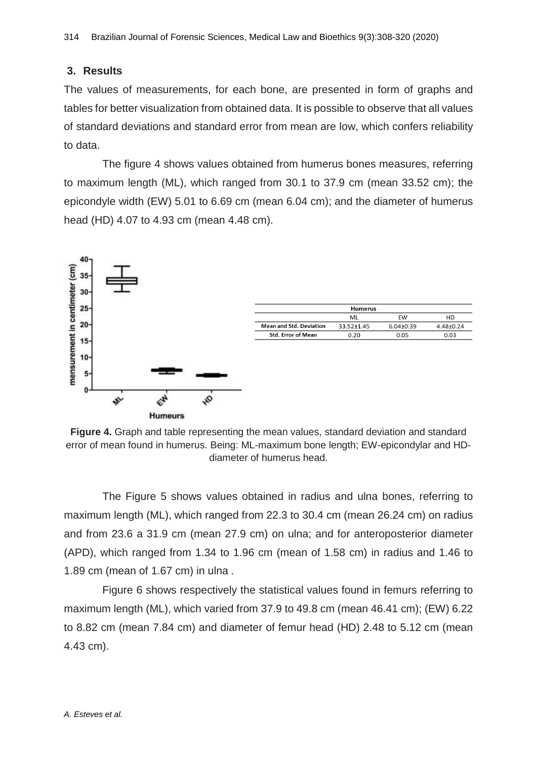## 3. Results

The values of measurements, for each bone, are presented in form of graphs and tables for better visualization from obtained data. It is possible to observe that all values of standard deviations and standard error from mean are low, which confers reliability to data.

The figure 4 shows values obtained from humerus bones measures, referring to maximum length (ML), which ranged from 30.1 to 37.9 cm (mean 33.52 cm); the epicondyle width (EW) 5.01 to 6.69 cm (mean 6.04 cm); and the diameter of humerus head (HD) 4.07 to 4.93 cm (mean 4.48 cm).

| Humerus | | | |
|---|---|---|---|
| | ML | EW | HD |
| Mean and Std. Deviation | 33.52±1.45 | 6.04±0.39 | 4.48±0.24 |
| Std. Error of Mean | 0.20 | 0.05 | 0.03 |

**Figure 4.** Graph and table representing the mean values, standard deviation and standard error of mean found in humerus. Being: ML-maximum bone length; EW-epicondylar and HD-diameter of humerus head.

The Figure 5 shows values obtained in radius and ulna bones, referring to maximum length (ML), which ranged from 22.3 to 30.4 cm (mean 26.24 cm) on radius and from 23.6 a 31.9 cm (mean 27.9 cm) on ulna; and for anteroposterior diameter (APD), which ranged from 1.34 to 1.96 cm (mean of 1.58 cm) in radius and 1.46 to 1.89 cm (mean of 1.67 cm) in ulna .

Figure 6 shows respectively the statistical values found in femurs referring to maximum length (ML), which varied from 37.9 to 49.8 cm (mean 46.41 cm); (EW) 6.22 to 8.82 cm (mean 7.84 cm) and diameter of femur head (HD) 2.48 to 5.12 cm (mean 4.43 cm).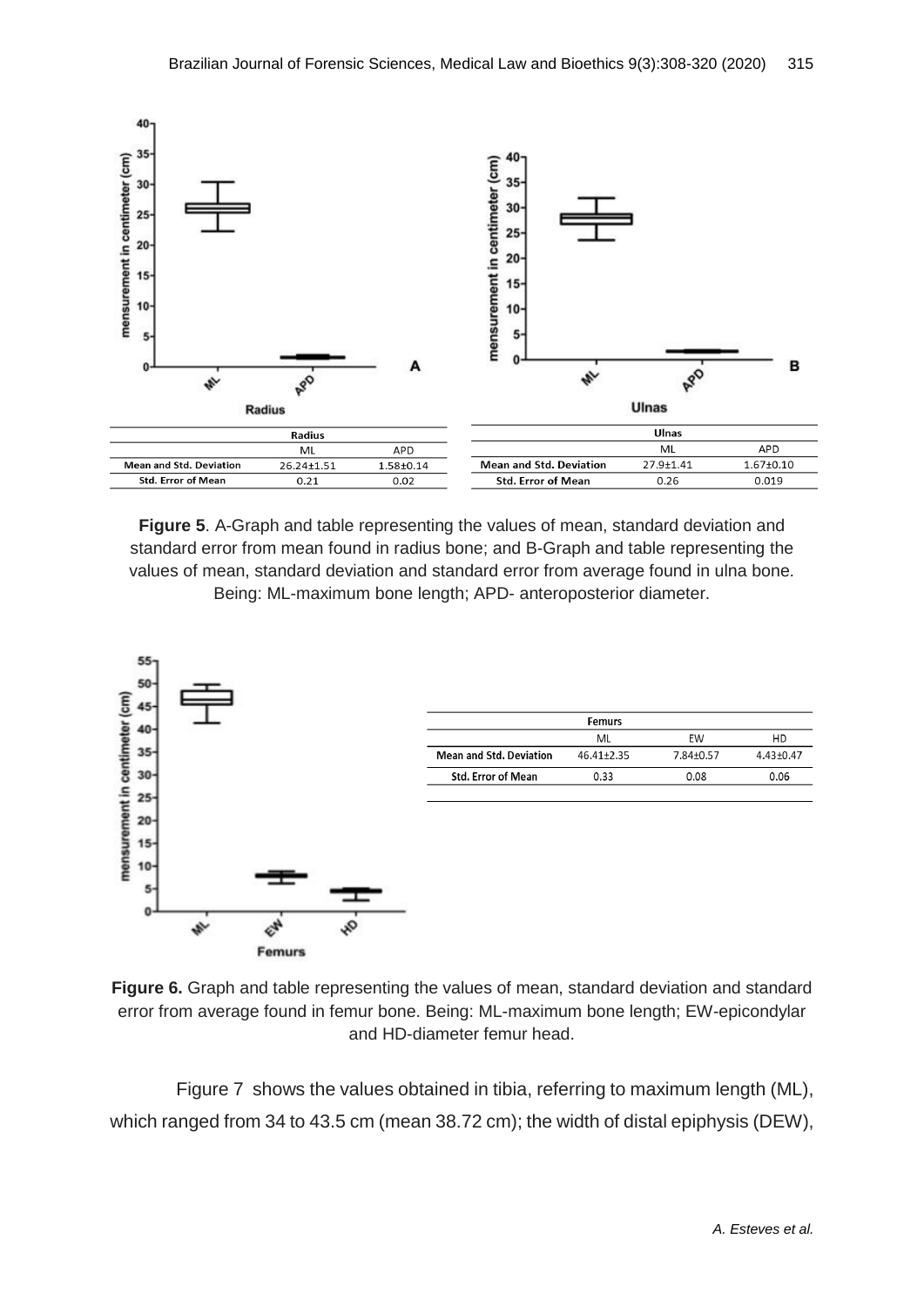| Radius | | |
|---|---|---|
| | ML | APD |
| Mean and Std. Deviation | 26.24±1.51 | 1.58±0.14 |
| Std. Error of Mean | 0.21 | 0.02 |

| Ulnas | | |
|---|---|---|
| | ML | APD |
| Mean and Std. Deviation | 27.9±1.41 | 1.67±0.10 |
| Std. Error of Mean | 0.26 | 0.019 |

**Figure 5**. A-Graph and table representing the values of mean, standard deviation and standard error from mean found in radius bone; and B-Graph and table representing the values of mean, standard deviation and standard error from average found in ulna bone. Being: ML-maximum bone length; APD- anteroposterior diameter.

| Femurs | | | |
|---|---|---|---|
| | ML | EW | HD |
| Mean and Std. Deviation | 46.41±2.35 | 7.84±0.57 | 4.43±0.47 |
| Std. Error of Mean | 0.33 | 0.08 | 0.06 |

**Figure 6.** Graph and table representing the values of mean, standard deviation and standard error from average found in femur bone. Being: ML-maximum bone length; EW-epicondylar and HD-diameter femur head.

Figure 7 shows the values obtained in tibia, referring to maximum length (ML), which ranged from 34 to 43.5 cm (mean 38.72 cm); the width of distal epiphysis (DEW),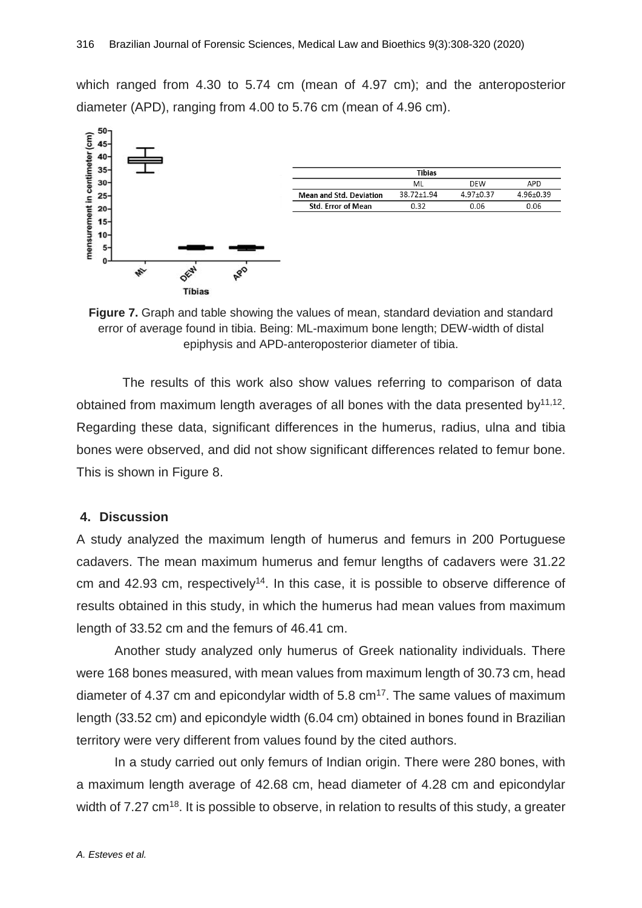which ranged from 4.30 to 5.74 cm (mean of 4.97 cm); and the anteroposterior diameter (APD), ranging from 4.00 to 5.76 cm (mean of 4.96 cm).

| Tibias | | | |
|---|---|---|---|
| | ML | DEW | APD |
| **Mean and Std. Deviation** | 38.72±1.94 | 4.97±0.37 | 4.96±0.39 |
| **Std. Error of Mean** | 0.32 | 0.06 | 0.06 |

**Figure 7.** Graph and table showing the values of mean, standard deviation and standard error of average found in tibia. Being: ML-maximum bone length; DEW-width of distal epiphysis and APD-anteroposterior diameter of tibia.

The results of this work also show values referring to comparison of data obtained from maximum length averages of all bones with the data presented by[11,12]. Regarding these data, significant differences in the humerus, radius, ulna and tibia bones were observed, and did not show significant differences related to femur bone. This is shown in Figure 8.

## 4. Discussion

A study analyzed the maximum length of humerus and femurs in 200 Portuguese cadavers. The mean maximum humerus and femur lengths of cadavers were 31.22 cm and 42.93 cm, respectively[14]. In this case, it is possible to observe difference of results obtained in this study, in which the humerus had mean values from maximum length of 33.52 cm and the femurs of 46.41 cm.

Another study analyzed only humerus of Greek nationality individuals. There were 168 bones measured, with mean values from maximum length of 30.73 cm, head diameter of 4.37 cm and epicondylar width of 5.8 cm[17]. The same values of maximum length (33.52 cm) and epicondyle width (6.04 cm) obtained in bones found in Brazilian territory were very different from values found by the cited authors.

In a study carried out only femurs of Indian origin. There were 280 bones, with a maximum length average of 42.68 cm, head diameter of 4.28 cm and epicondylar width of 7.27 cm[18]. It is possible to observe, in relation to results of this study, a greater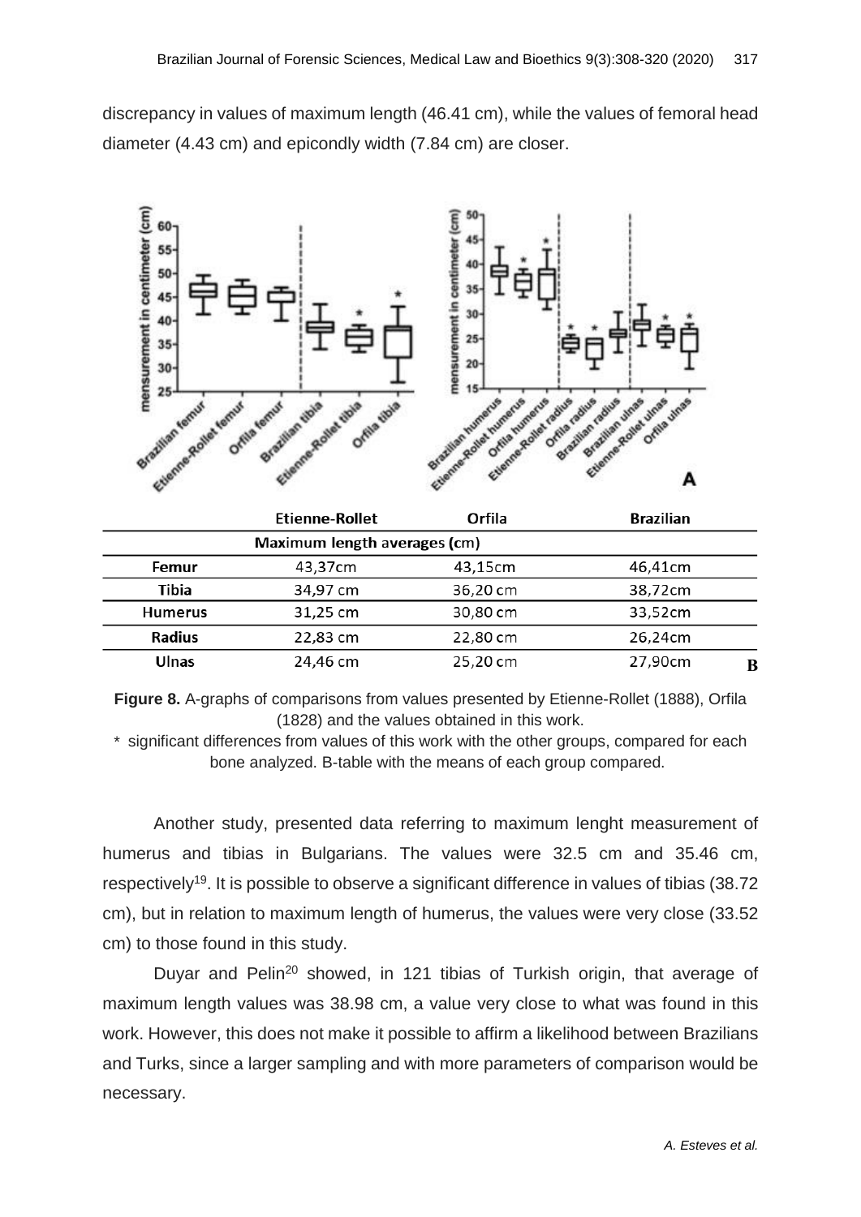discrepancy in values of maximum length (46.41 cm), while the values of femoral head diameter (4.43 cm) and epicondly width (7.84 cm) are closer.

| | Etienne-Rollet | Orfila | Brazilian |
|---|---|---|---|
| Maximum length averages (cm) | | | |
| Femur | 43,37cm | 43,15cm | 46,41cm |
| Tibia | 34,97 cm | 36,20 cm | 38,72cm |
| Humerus | 31,25 cm | 30,80 cm | 33,52cm |
| Radius | 22,83 cm | 22,80 cm | 26,24cm |
| Ulnas | 24,46 cm | 25,20 cm | 27,90cm |

**Figure 8.** A-graphs of comparisons from values presented by Etienne-Rollet (1888), Orfila (1828) and the values obtained in this work.

\* significant differences from values of this work with the other groups, compared for each bone analyzed. B-table with the means of each group compared.

Another study, presented data referring to maximum lenght measurement of humerus and tibias in Bulgarians. The values were 32.5 cm and 35.46 cm, respectively[19]. It is possible to observe a significant difference in values of tibias (38.72 cm), but in relation to maximum length of humerus, the values were very close (33.52 cm) to those found in this study.

Duyar and Pelin[20] showed, in 121 tibias of Turkish origin, that average of maximum length values was 38.98 cm, a value very close to what was found in this work. However, this does not make it possible to affirm a likelihood between Brazilians and Turks, since a larger sampling and with more parameters of comparison would be necessary.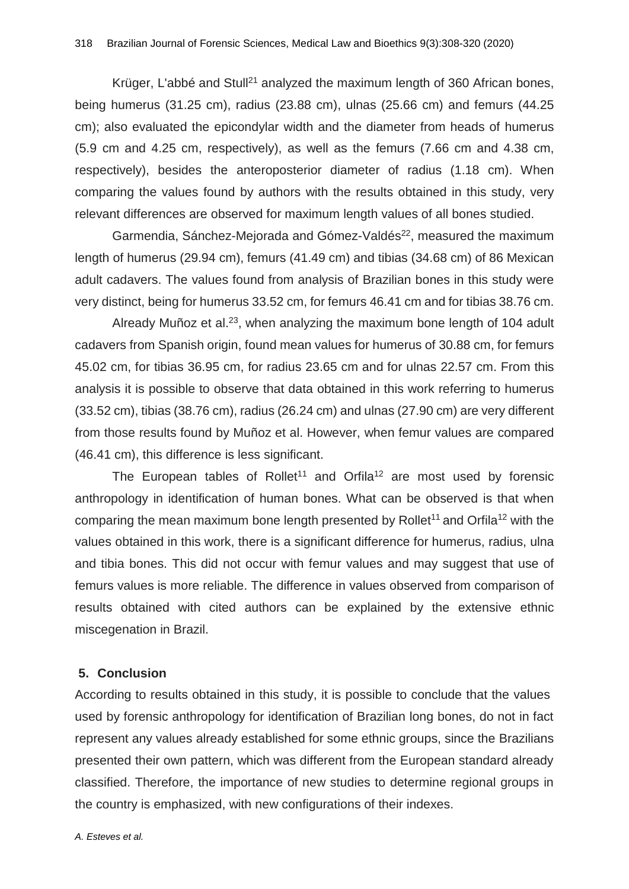Krüger, L'abbé and Stull[21] analyzed the maximum length of 360 African bones, being humerus (31.25 cm), radius (23.88 cm), ulnas (25.66 cm) and femurs (44.25 cm); also evaluated the epicondylar width and the diameter from heads of humerus (5.9 cm and 4.25 cm, respectively), as well as the femurs (7.66 cm and 4.38 cm, respectively), besides the anteroposterior diameter of radius (1.18 cm). When comparing the values found by authors with the results obtained in this study, very relevant differences are observed for maximum length values of all bones studied.

Garmendia, Sánchez-Mejorada and Gómez-Valdés[22], measured the maximum length of humerus (29.94 cm), femurs (41.49 cm) and tibias (34.68 cm) of 86 Mexican adult cadavers. The values found from analysis of Brazilian bones in this study were very distinct, being for humerus 33.52 cm, for femurs 46.41 cm and for tibias 38.76 cm.

Already Muñoz et al.[23], when analyzing the maximum bone length of 104 adult cadavers from Spanish origin, found mean values for humerus of 30.88 cm, for femurs 45.02 cm, for tibias 36.95 cm, for radius 23.65 cm and for ulnas 22.57 cm. From this analysis it is possible to observe that data obtained in this work referring to humerus (33.52 cm), tibias (38.76 cm), radius (26.24 cm) and ulnas (27.90 cm) are very different from those results found by Muñoz et al. However, when femur values are compared (46.41 cm), this difference is less significant.

The European tables of Rollet[11] and Orfila[12] are most used by forensic anthropology in identification of human bones. What can be observed is that when comparing the mean maximum bone length presented by Rollet[11] and Orfila[12] with the values obtained in this work, there is a significant difference for humerus, radius, ulna and tibia bones. This did not occur with femur values and may suggest that use of femurs values is more reliable. The difference in values observed from comparison of results obtained with cited authors can be explained by the extensive ethnic miscegenation in Brazil.

## 5. Conclusion

According to results obtained in this study, it is possible to conclude that the values used by forensic anthropology for identification of Brazilian long bones, do not in fact represent any values already established for some ethnic groups, since the Brazilians presented their own pattern, which was different from the European standard already classified. Therefore, the importance of new studies to determine regional groups in the country is emphasized, with new configurations of their indexes.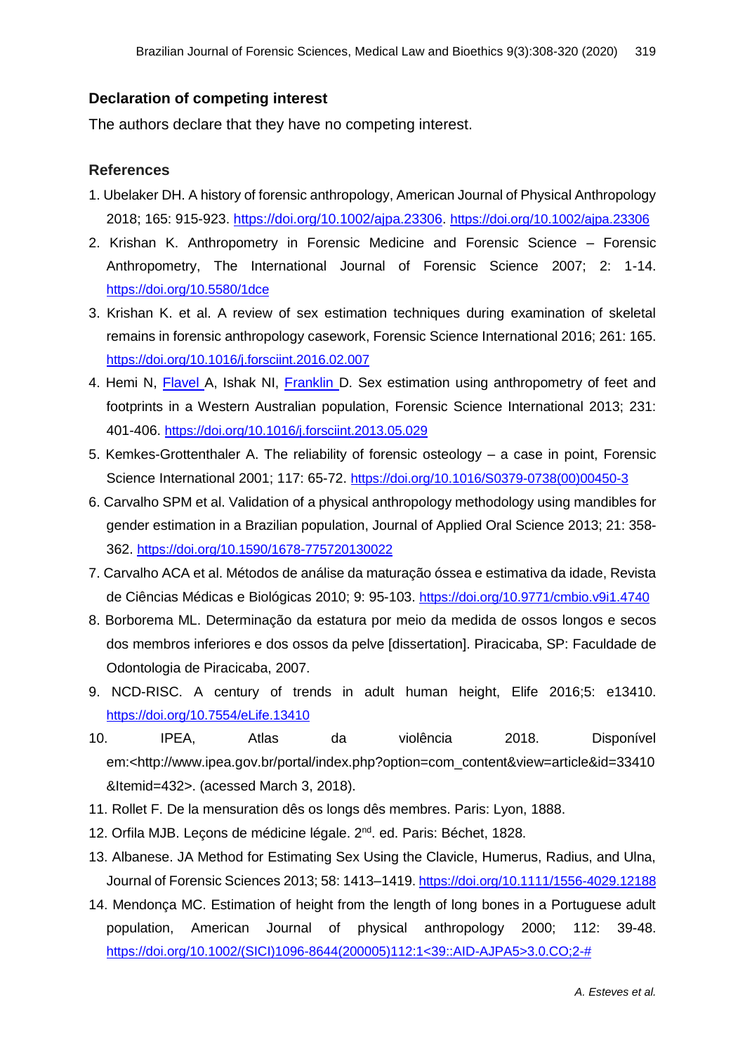### Declaration of competing interest

The authors declare that they have no competing interest.

### References

1. Ubelaker DH. A history of forensic anthropology, American Journal of Physical Anthropology 2018; 165: 915-923. https://doi.org/10.1002/ajpa.23306. https://doi.org/10.1002/ajpa.23306
2. Krishan K. Anthropometry in Forensic Medicine and Forensic Science – Forensic Anthropometry, The International Journal of Forensic Science 2007; 2: 1-14. https://doi.org/10.5580/1dce
3. Krishan K. et al. A review of sex estimation techniques during examination of skeletal remains in forensic anthropology casework, Forensic Science International 2016; 261: 165. https://doi.org/10.1016/j.forsciint.2016.02.007
4. Hemi N, Flavel A, Ishak NI, Franklin D. Sex estimation using anthropometry of feet and footprints in a Western Australian population, Forensic Science International 2013; 231: 401-406. https://doi.org/10.1016/j.forsciint.2013.05.029
5. Kemkes-Grottenthaler A. The reliability of forensic osteology – a case in point, Forensic Science International 2001; 117: 65-72. https://doi.org/10.1016/S0379-0738(00)00450-3
6. Carvalho SPM et al. Validation of a physical anthropology methodology using mandibles for gender estimation in a Brazilian population, Journal of Applied Oral Science 2013; 21: 358-362. https://doi.org/10.1590/1678-775720130022
7. Carvalho ACA et al. Métodos de análise da maturação óssea e estimativa da idade, Revista de Ciências Médicas e Biológicas 2010; 9: 95-103. https://doi.org/10.9771/cmbio.v9i1.4740
8. Borborema ML. Determinação da estatura por meio da medida de ossos longos e secos dos membros inferiores e dos ossos da pelve [dissertation]. Piracicaba, SP: Faculdade de Odontologia de Piracicaba, 2007.
9. NCD-RISC. A century of trends in adult human height, Elife 2016;5: e13410. https://doi.org/10.7554/eLife.13410
10. IPEA, Atlas da violência 2018. Disponível em:<http://www.ipea.gov.br/portal/index.php?option=com_content&view=article&id=33410&Itemid=432>. (acessed March 3, 2018).
11. Rollet F. De la mensuration dês os longs dês membres. Paris: Lyon, 1888.
12. Orfila MJB. Leçons de médicine légale. 2nd. ed. Paris: Béchet, 1828.
13. Albanese. JA Method for Estimating Sex Using the Clavicle, Humerus, Radius, and Ulna, Journal of Forensic Sciences 2013; 58: 1413–1419. https://doi.org/10.1111/1556-4029.12188
14. Mendonça MC. Estimation of height from the length of long bones in a Portuguese adult population, American Journal of physical anthropology 2000; 112: 39-48. https://doi.org/10.1002/(SICI)1096-8644(200005)112:1<39::AID-AJPA5>3.0.CO;2-#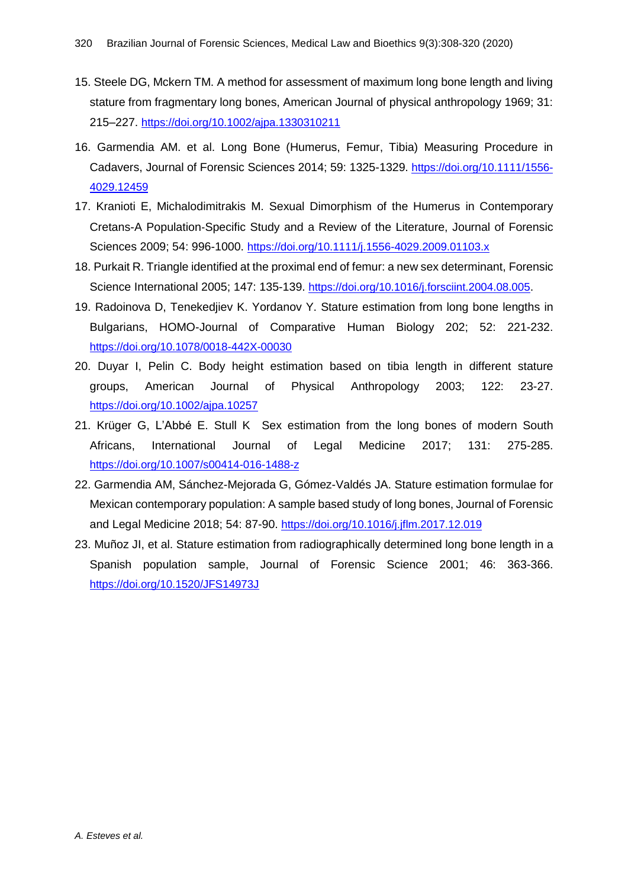15. Steele DG, Mckern TM. A method for assessment of maximum long bone length and living stature from fragmentary long bones, American Journal of physical anthropology 1969; 31: 215–227. https://doi.org/10.1002/ajpa.1330310211

16. Garmendia AM. et al. Long Bone (Humerus, Femur, Tibia) Measuring Procedure in Cadavers, Journal of Forensic Sciences 2014; 59: 1325-1329. https://doi.org/10.1111/1556-4029.12459

17. Kranioti E, Michalodimitrakis M. Sexual Dimorphism of the Humerus in Contemporary Cretans-A Population-Specific Study and a Review of the Literature, Journal of Forensic Sciences 2009; 54: 996-1000. https://doi.org/10.1111/j.1556-4029.2009.01103.x

18. Purkait R. Triangle identified at the proximal end of femur: a new sex determinant, Forensic Science International 2005; 147: 135-139. https://doi.org/10.1016/j.forsciint.2004.08.005.

19. Radoinova D, Tenekedjiev K. Yordanov Y. Stature estimation from long bone lengths in Bulgarians, HOMO-Journal of Comparative Human Biology 202; 52: 221-232. https://doi.org/10.1078/0018-442X-00030

20. Duyar I, Pelin C. Body height estimation based on tibia length in different stature groups, American Journal of Physical Anthropology 2003; 122: 23-27. https://doi.org/10.1002/ajpa.10257

21. Krüger G, L'Abbé E. Stull K Sex estimation from the long bones of modern South Africans, International Journal of Legal Medicine 2017; 131: 275-285. https://doi.org/10.1007/s00414-016-1488-z

22. Garmendia AM, Sánchez-Mejorada G, Gómez-Valdés JA. Stature estimation formulae for Mexican contemporary population: A sample based study of long bones, Journal of Forensic and Legal Medicine 2018; 54: 87-90. https://doi.org/10.1016/j.jflm.2017.12.019

23. Muñoz JI, et al. Stature estimation from radiographically determined long bone length in a Spanish population sample, Journal of Forensic Science 2001; 46: 363-366. https://doi.org/10.1520/JFS14973J